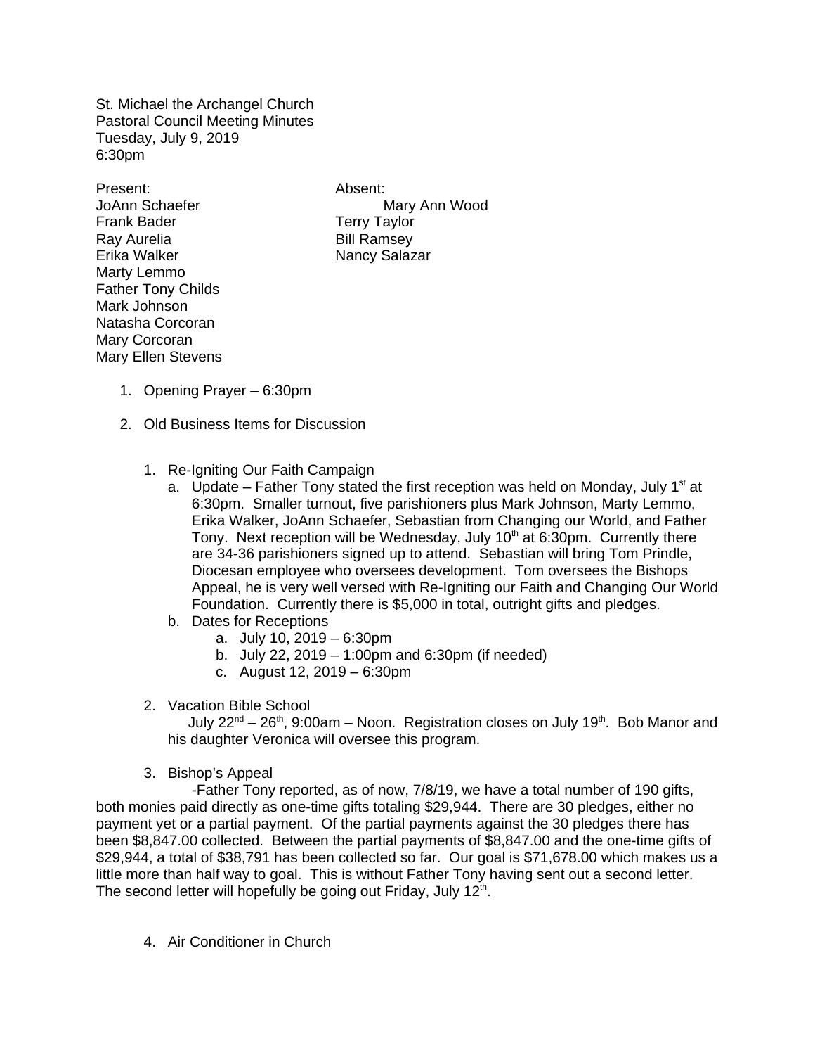St. Michael the Archangel Church
Pastoral Council Meeting Minutes
Tuesday, July 9, 2019
6:30pm

| Present: | Absent: |
|---|---|
| JoAnn Schaefer | Mary Ann Wood |
| Frank Bader | Terry Taylor |
| Ray Aurelia | Bill Ramsey |
| Erika Walker | Nancy Salazar |
| Marty Lemmo | |
| Father Tony Childs | |
| Mark Johnson | |
| Natasha Corcoran | |
| Mary Corcoran | |
| Mary Ellen Stevens | |

1. Opening Prayer – 6:30pm

2. Old Business Items for Discussion

   1. Re-Igniting Our Faith Campaign
      a. Update – Father Tony stated the first reception was held on Monday, July 1st at 6:30pm. Smaller turnout, five parishioners plus Mark Johnson, Marty Lemmo, Erika Walker, JoAnn Schaefer, Sebastian from Changing our World, and Father Tony. Next reception will be Wednesday, July 10th at 6:30pm. Currently there are 34-36 parishioners signed up to attend. Sebastian will bring Tom Prindle, Diocesan employee who oversees development. Tom oversees the Bishops Appeal, he is very well versed with Re-Igniting our Faith and Changing Our World Foundation. Currently there is $5,000 in total, outright gifts and pledges.
      b. Dates for Receptions
         a. July 10, 2019 – 6:30pm
         b. July 22, 2019 – 1:00pm and 6:30pm (if needed)
         c. August 12, 2019 – 6:30pm

   2. Vacation Bible School
      July 22nd – 26th, 9:00am – Noon. Registration closes on July 19th. Bob Manor and his daughter Veronica will oversee this program.

   3. Bishop's Appeal
      -Father Tony reported, as of now, 7/8/19, we have a total number of 190 gifts, both monies paid directly as one-time gifts totaling $29,944. There are 30 pledges, either no payment yet or a partial payment. Of the partial payments against the 30 pledges there has been $8,847.00 collected. Between the partial payments of $8,847.00 and the one-time gifts of $29,944, a total of $38,791 has been collected so far. Our goal is $71,678.00 which makes us a little more than half way to goal. This is without Father Tony having sent out a second letter. The second letter will hopefully be going out Friday, July 12th.

   4. Air Conditioner in Church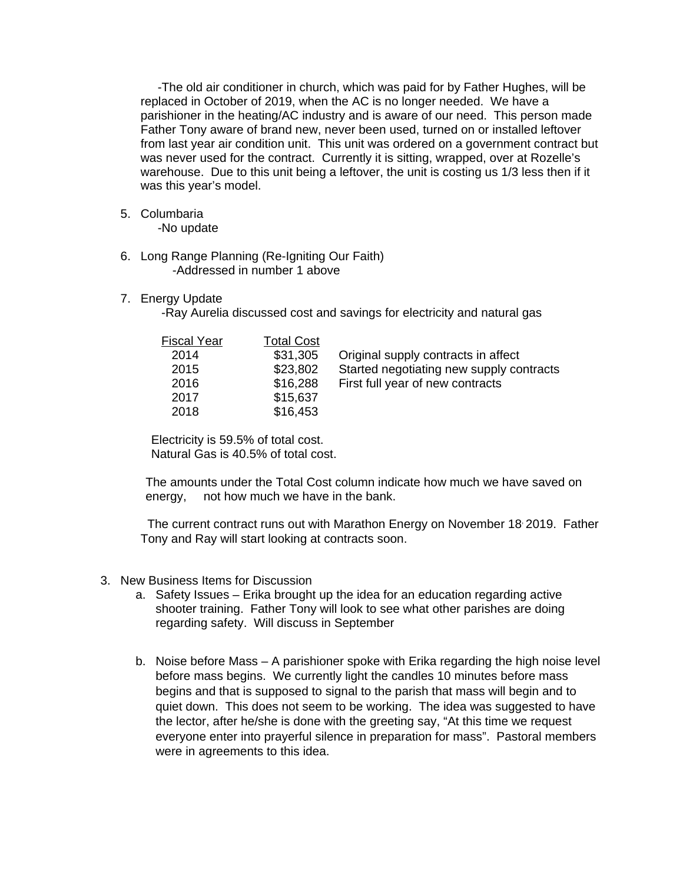-The old air conditioner in church, which was paid for by Father Hughes, will be replaced in October of 2019, when the AC is no longer needed. We have a parishioner in the heating/AC industry and is aware of our need. This person made Father Tony aware of brand new, never been used, turned on or installed leftover from last year air condition unit. This unit was ordered on a government contract but was never used for the contract. Currently it is sitting, wrapped, over at Rozelle's warehouse. Due to this unit being a leftover, the unit is costing us 1/3 less then if it was this year's model.

5. Columbaria
   -No update

6. Long Range Planning (Re-Igniting Our Faith)
   -Addressed in number 1 above

7. Energy Update
   -Ray Aurelia discussed cost and savings for electricity and natural gas

| Fiscal Year | Total Cost | |
|---|---|---|
| 2014 | $31,305 | Original supply contracts in affect |
| 2015 | $23,802 | Started negotiating new supply contracts |
| 2016 | $16,288 | First full year of new contracts |
| 2017 | $15,637 | |
| 2018 | $16,453 | |

Electricity is 59.5% of total cost.
Natural Gas is 40.5% of total cost.

The amounts under the Total Cost column indicate how much we have saved on energy, not how much we have in the bank.

The current contract runs out with Marathon Energy on November 18, 2019. Father Tony and Ray will start looking at contracts soon.

3. New Business Items for Discussion
   a. Safety Issues – Erika brought up the idea for an education regarding active shooter training. Father Tony will look to see what other parishes are doing regarding safety. Will discuss in September

   b. Noise before Mass – A parishioner spoke with Erika regarding the high noise level before mass begins. We currently light the candles 10 minutes before mass begins and that is supposed to signal to the parish that mass will begin and to quiet down. This does not seem to be working. The idea was suggested to have the lector, after he/she is done with the greeting say, "At this time we request everyone enter into prayerful silence in preparation for mass". Pastoral members were in agreements to this idea.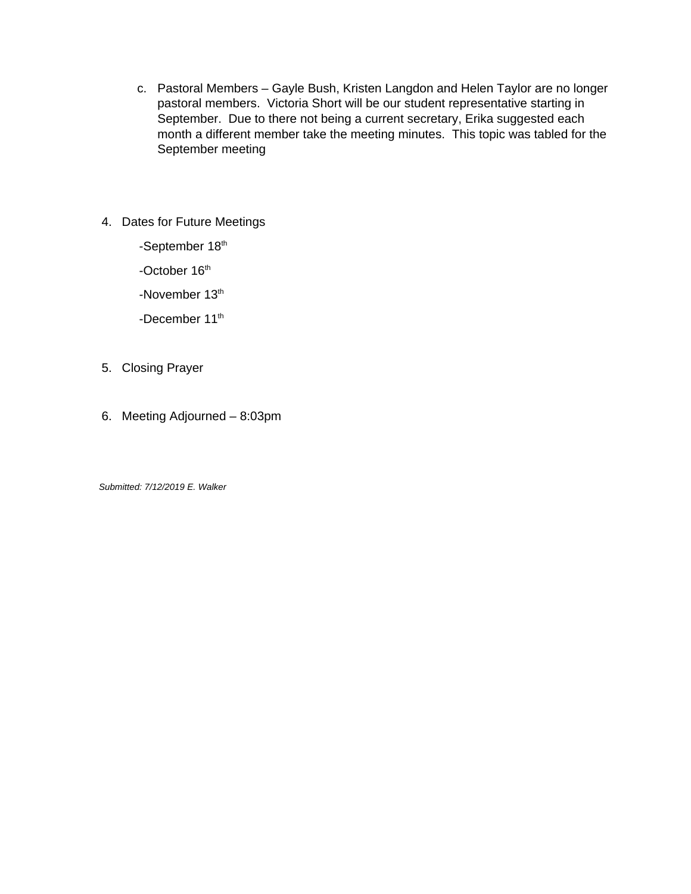c. Pastoral Members – Gayle Bush, Kristen Langdon and Helen Taylor are no longer pastoral members. Victoria Short will be our student representative starting in September. Due to there not being a current secretary, Erika suggested each month a different member take the meeting minutes. This topic was tabled for the September meeting

4. Dates for Future Meetings

   -September 18th

   -October 16th

   -November 13th

   -December 11th

5. Closing Prayer

6. Meeting Adjourned – 8:03pm

*Submitted: 7/12/2019 E. Walker*